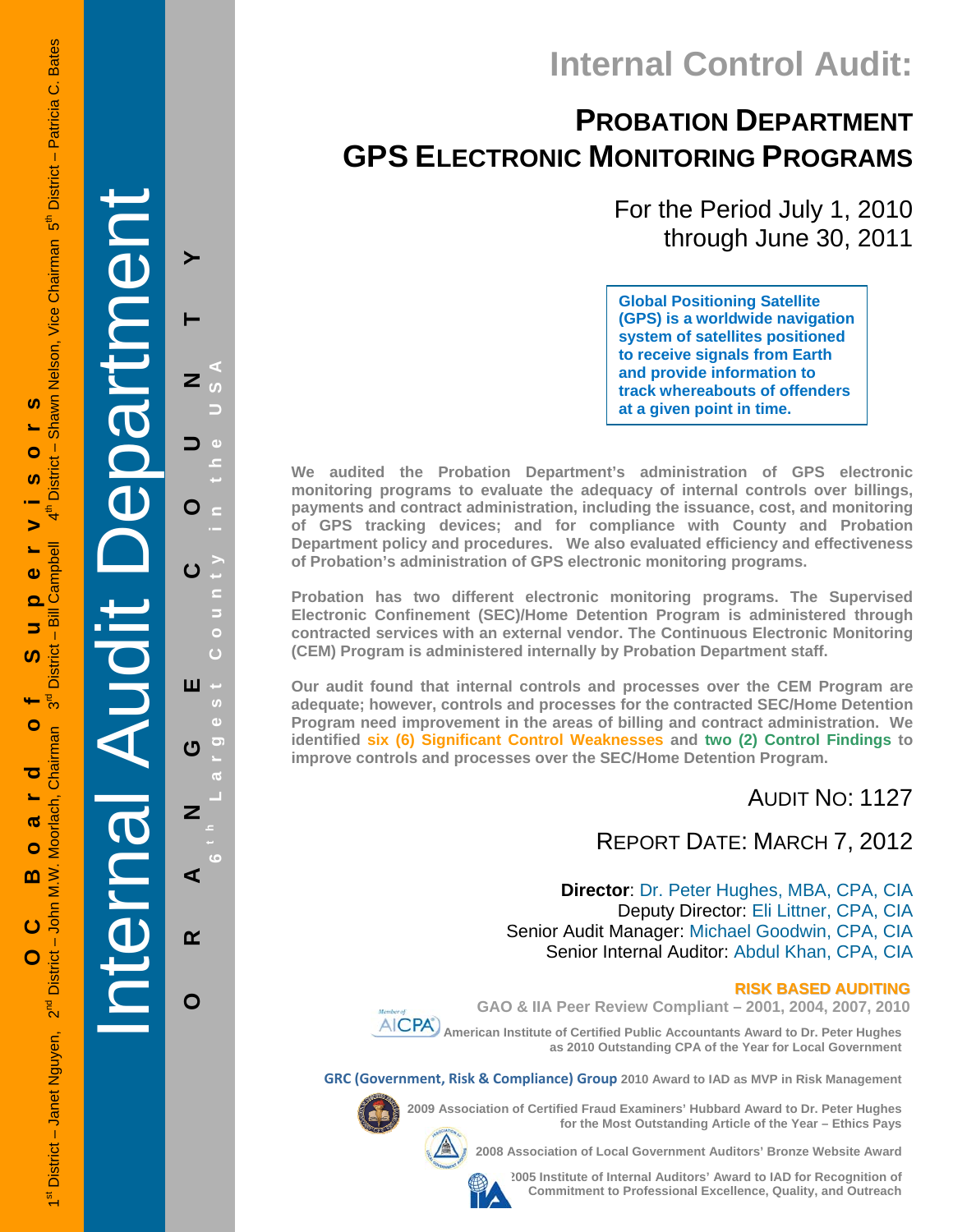OC Board of Supervisors

1st District – Janet Nguyen, 2nd District – John M.W. Moorlach, Chairman 3rd District – Bill Campbell 4th District – Shawn Nelson, Vice Chairman 5th District – Patricia C. Bates

Internal Audit Department

ORANGE COUNTY

6th Largest County in the USA

# Internal Control Audit:

## PROBATION DEPARTMENT GPS ELECTRONIC MONITORING PROGRAMS

For the Period July 1, 2010 through June 30, 2011

**Global Positioning Satellite (GPS) is a worldwide navigation system of satellites positioned to receive signals from Earth and provide information to track whereabouts of offenders at a given point in time.**

**We audited the Probation Department's administration of GPS electronic monitoring programs to evaluate the adequacy of internal controls over billings, payments and contract administration, including the issuance, cost, and monitoring of GPS tracking devices; and for compliance with County and Probation Department policy and procedures. We also evaluated efficiency and effectiveness of Probation's administration of GPS electronic monitoring programs.**

**Probation has two different electronic monitoring programs. The Supervised Electronic Confinement (SEC)/Home Detention Program is administered through contracted services with an external vendor. The Continuous Electronic Monitoring (CEM) Program is administered internally by Probation Department staff.**

**Our audit found that internal controls and processes over the CEM Program are adequate; however, controls and processes for the contracted SEC/Home Detention Program need improvement in the areas of billing and contract administration. We identified six (6) Significant Control Weaknesses and two (2) Control Findings to improve controls and processes over the SEC/Home Detention Program.**

AUDIT NO: 1127

REPORT DATE: MARCH 7, 2012

**Director**: Dr. Peter Hughes, MBA, CPA, CIA
Deputy Director: Eli Littner, CPA, CIA
Senior Audit Manager: Michael Goodwin, CPA, CIA
Senior Internal Auditor: Abdul Khan, CPA, CIA

**RISK BASED AUDITING**

**GAO & IIA Peer Review Compliant – 2001, 2004, 2007, 2010**

**American Institute of Certified Public Accountants Award to Dr. Peter Hughes as 2010 Outstanding CPA of the Year for Local Government**

**GRC (Government, Risk & Compliance) Group 2010 Award to IAD as MVP in Risk Management**

**2009 Association of Certified Fraud Examiners' Hubbard Award to Dr. Peter Hughes for the Most Outstanding Article of the Year – Ethics Pays**

**2008 Association of Local Government Auditors' Bronze Website Award**

**2005 Institute of Internal Auditors' Award to IAD for Recognition of Commitment to Professional Excellence, Quality, and Outreach**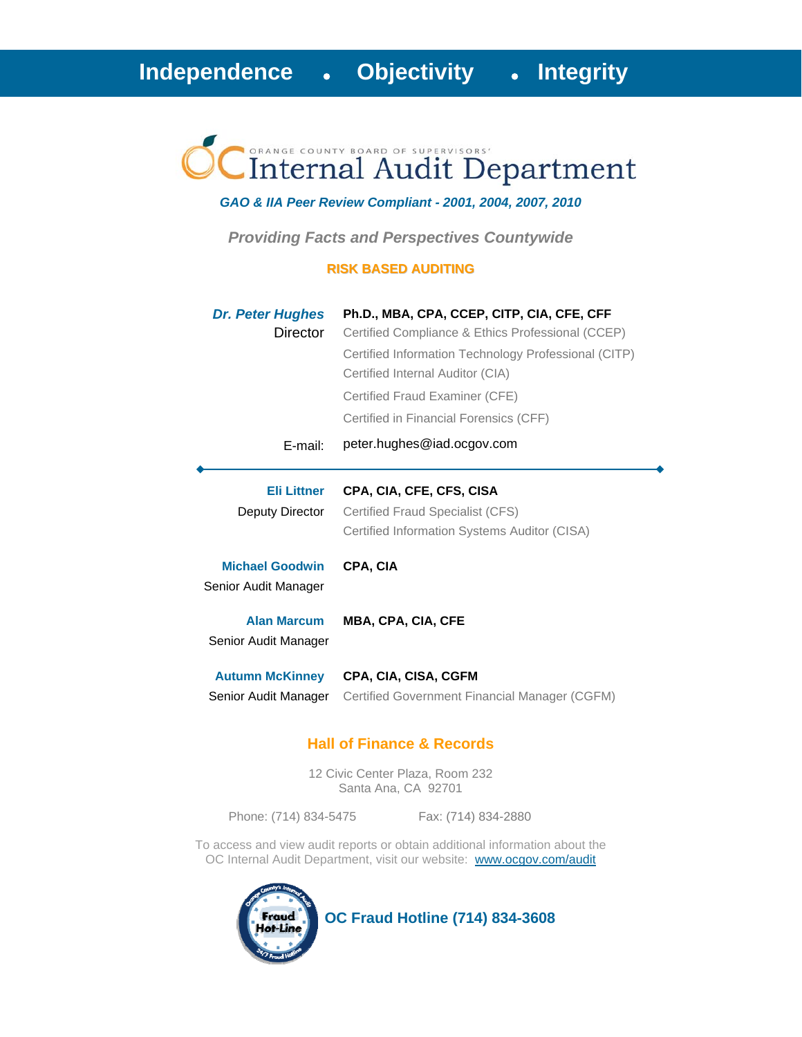**Independence • Objectivity • Integrity**

ORANGE COUNTY BOARD OF SUPERVISORS'

# Internal Audit Department

*GAO & IIA Peer Review Compliant - 2001, 2004, 2007, 2010*

***Providing Facts and Perspectives Countywide***

**RISK BASED AUDITING**

***Dr. Peter Hughes*** — **Ph.D., MBA, CPA, CCEP, CITP, CIA, CFE, CFF**
Director

Certified Compliance & Ethics Professional (CCEP)
Certified Information Technology Professional (CITP)
Certified Internal Auditor (CIA)
Certified Fraud Examiner (CFE)
Certified in Financial Forensics (CFF)

E-mail: peter.hughes@iad.ocgov.com

---

**Eli Littner** — **CPA, CIA, CFE, CFS, CISA**
Deputy Director

Certified Fraud Specialist (CFS)
Certified Information Systems Auditor (CISA)

**Michael Goodwin** — **CPA, CIA**
Senior Audit Manager

**Alan Marcum** — **MBA, CPA, CIA, CFE**
Senior Audit Manager

**Autumn McKinney** — **CPA, CIA, CISA, CGFM**
Senior Audit Manager

Certified Government Financial Manager (CGFM)

## Hall of Finance & Records

12 Civic Center Plaza, Room 232
Santa Ana, CA 92701

Phone: (714) 834-5475 Fax: (714) 834-2880

To access and view audit reports or obtain additional information about the OC Internal Audit Department, visit our website: www.ocgov.com/audit

**OC Fraud Hotline (714) 834-3608**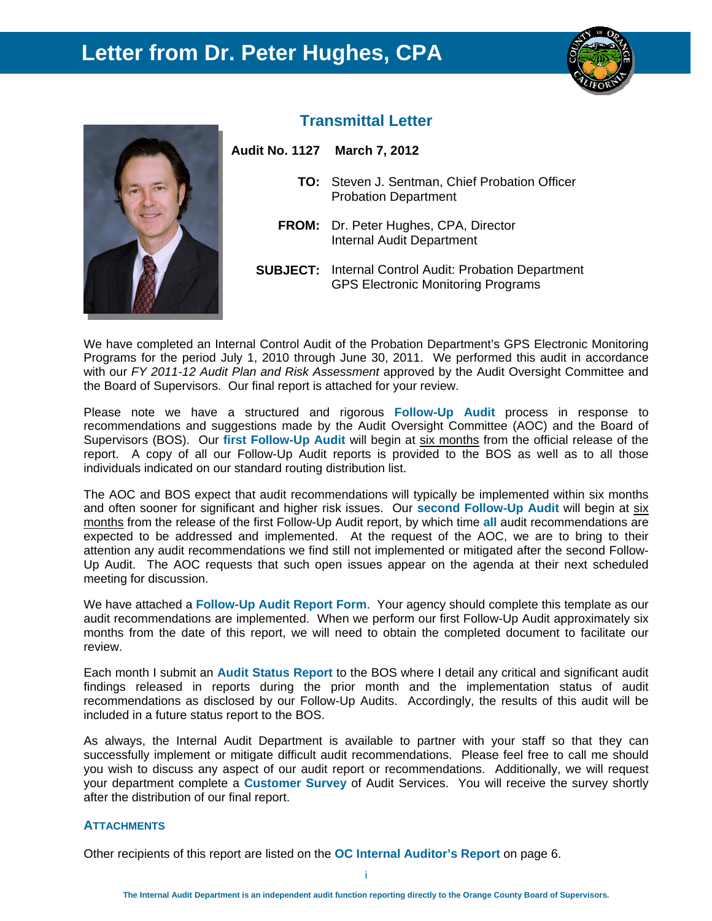# Letter from Dr. Peter Hughes, CPA

## Transmittal Letter

**Audit No. 1127 March 7, 2012**

**TO:** Steven J. Sentman, Chief Probation Officer
Probation Department

**FROM:** Dr. Peter Hughes, CPA, Director
Internal Audit Department

**SUBJECT:** Internal Control Audit: Probation Department
GPS Electronic Monitoring Programs

We have completed an Internal Control Audit of the Probation Department's GPS Electronic Monitoring Programs for the period July 1, 2010 through June 30, 2011. We performed this audit in accordance with our *FY 2011-12 Audit Plan and Risk Assessment* approved by the Audit Oversight Committee and the Board of Supervisors. Our final report is attached for your review.

Please note we have a structured and rigorous **Follow-Up Audit** process in response to recommendations and suggestions made by the Audit Oversight Committee (AOC) and the Board of Supervisors (BOS). Our **first Follow-Up Audit** will begin at six months from the official release of the report. A copy of all our Follow-Up Audit reports is provided to the BOS as well as to all those individuals indicated on our standard routing distribution list.

The AOC and BOS expect that audit recommendations will typically be implemented within six months and often sooner for significant and higher risk issues. Our **second Follow-Up Audit** will begin at six months from the release of the first Follow-Up Audit report, by which time **all** audit recommendations are expected to be addressed and implemented. At the request of the AOC, we are to bring to their attention any audit recommendations we find still not implemented or mitigated after the second Follow-Up Audit. The AOC requests that such open issues appear on the agenda at their next scheduled meeting for discussion.

We have attached a **Follow-Up Audit Report Form**. Your agency should complete this template as our audit recommendations are implemented. When we perform our first Follow-Up Audit approximately six months from the date of this report, we will need to obtain the completed document to facilitate our review.

Each month I submit an **Audit Status Report** to the BOS where I detail any critical and significant audit findings released in reports during the prior month and the implementation status of audit recommendations as disclosed by our Follow-Up Audits. Accordingly, the results of this audit will be included in a future status report to the BOS.

As always, the Internal Audit Department is available to partner with your staff so that they can successfully implement or mitigate difficult audit recommendations. Please feel free to call me should you wish to discuss any aspect of our audit report or recommendations. Additionally, we will request your department complete a **Customer Survey** of Audit Services. You will receive the survey shortly after the distribution of our final report.

### ATTACHMENTS

Other recipients of this report are listed on the **OC Internal Auditor's Report** on page 6.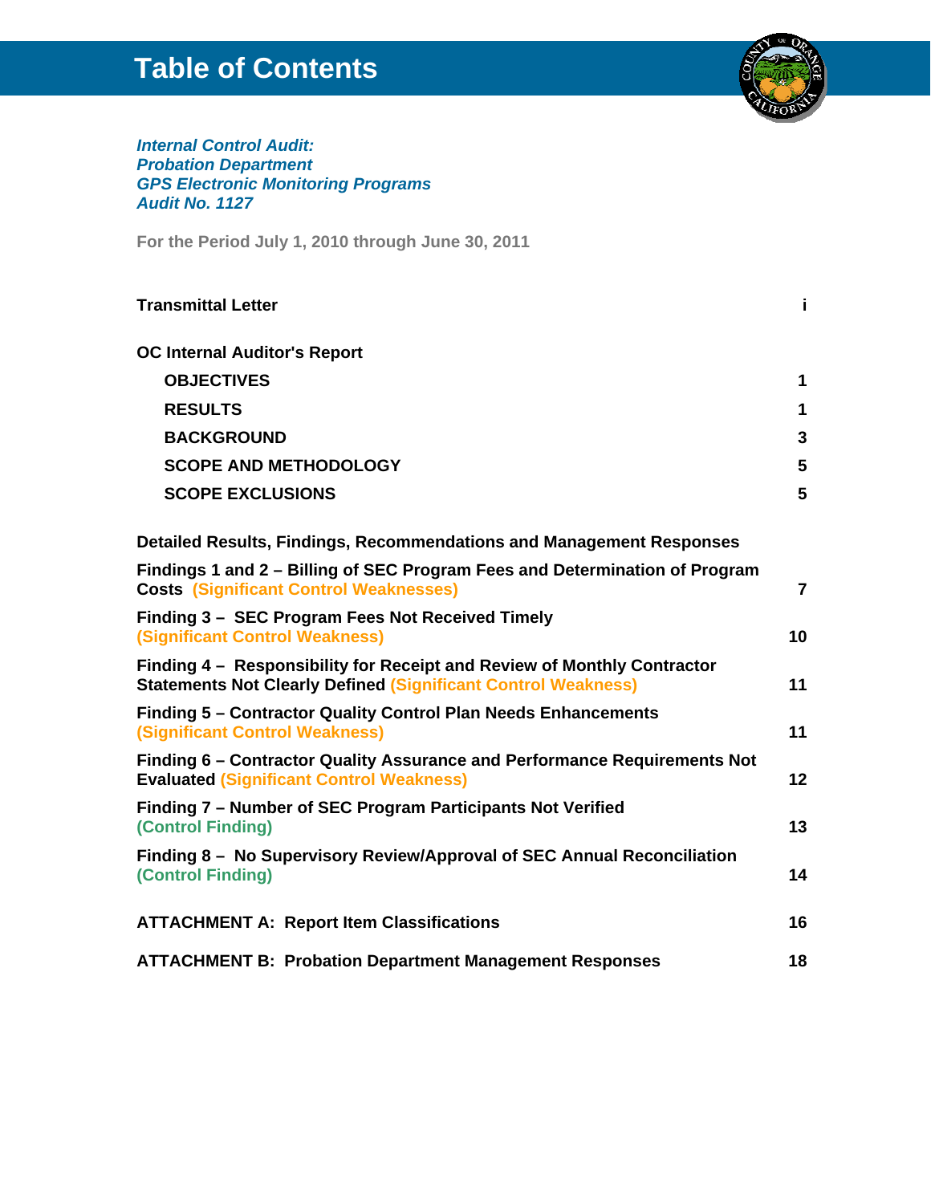# Table of Contents

***Internal Control Audit:***
***Probation Department***
***GPS Electronic Monitoring Programs***
***Audit No. 1127***

**For the Period July 1, 2010 through June 30, 2011**

| | |
|---|---|
| **Transmittal Letter** | **i** |
| **OC Internal Auditor's Report** | |
| **OBJECTIVES** | **1** |
| **RESULTS** | **1** |
| **BACKGROUND** | **3** |
| **SCOPE AND METHODOLOGY** | **5** |
| **SCOPE EXCLUSIONS** | **5** |
| **Detailed Results, Findings, Recommendations and Management Responses** | |
| **Findings 1 and 2 – Billing of SEC Program Fees and Determination of Program Costs (Significant Control Weaknesses)** | **7** |
| **Finding 3 – SEC Program Fees Not Received Timely (Significant Control Weakness)** | **10** |
| **Finding 4 – Responsibility for Receipt and Review of Monthly Contractor Statements Not Clearly Defined (Significant Control Weakness)** | **11** |
| **Finding 5 – Contractor Quality Control Plan Needs Enhancements (Significant Control Weakness)** | **11** |
| **Finding 6 – Contractor Quality Assurance and Performance Requirements Not Evaluated (Significant Control Weakness)** | **12** |
| **Finding 7 – Number of SEC Program Participants Not Verified (Control Finding)** | **13** |
| **Finding 8 – No Supervisory Review/Approval of SEC Annual Reconciliation (Control Finding)** | **14** |
| **ATTACHMENT A: Report Item Classifications** | **16** |
| **ATTACHMENT B: Probation Department Management Responses** | **18** |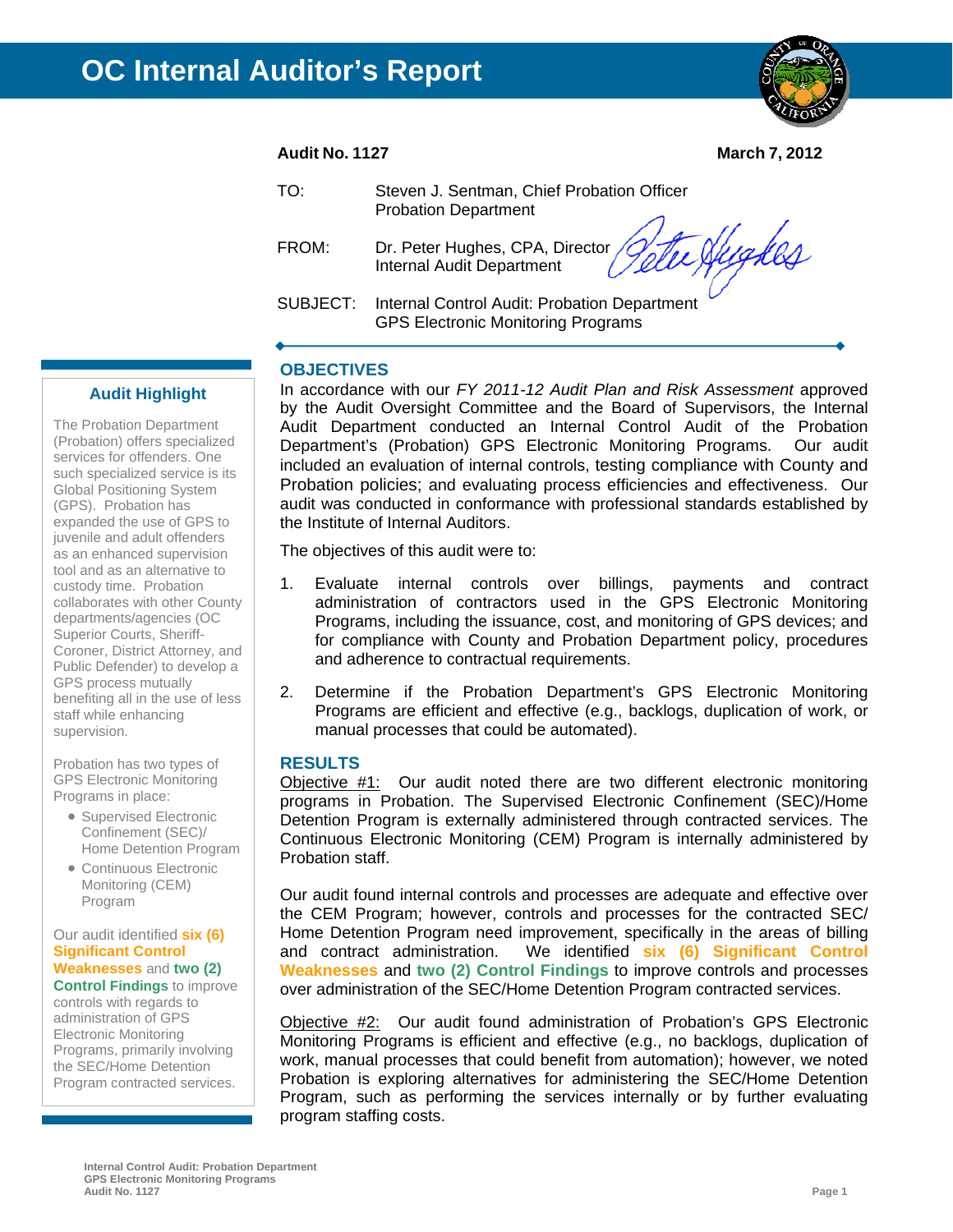# OC Internal Auditor's Report

**Audit No. 1127** **March 7, 2012**

TO: Steven J. Sentman, Chief Probation Officer
Probation Department

FROM: Dr. Peter Hughes, CPA, Director
Internal Audit Department

SUBJECT: Internal Control Audit: Probation Department GPS Electronic Monitoring Programs

## OBJECTIVES

In accordance with our *FY 2011-12 Audit Plan and Risk Assessment* approved by the Audit Oversight Committee and the Board of Supervisors, the Internal Audit Department conducted an Internal Control Audit of the Probation Department's (Probation) GPS Electronic Monitoring Programs. Our audit included an evaluation of internal controls, testing compliance with County and Probation policies; and evaluating process efficiencies and effectiveness. Our audit was conducted in conformance with professional standards established by the Institute of Internal Auditors.

The objectives of this audit were to:

1. Evaluate internal controls over billings, payments and contract administration of contractors used in the GPS Electronic Monitoring Programs, including the issuance, cost, and monitoring of GPS devices; and for compliance with County and Probation Department policy, procedures and adherence to contractual requirements.
2. Determine if the Probation Department's GPS Electronic Monitoring Programs are efficient and effective (e.g., backlogs, duplication of work, or manual processes that could be automated).

## RESULTS

Objective #1: Our audit noted there are two different electronic monitoring programs in Probation. The Supervised Electronic Confinement (SEC)/Home Detention Program is externally administered through contracted services. The Continuous Electronic Monitoring (CEM) Program is internally administered by Probation staff.

Our audit found internal controls and processes are adequate and effective over the CEM Program; however, controls and processes for the contracted SEC/ Home Detention Program need improvement, specifically in the areas of billing and contract administration. We identified **six (6) Significant Control Weaknesses** and **two (2) Control Findings** to improve controls and processes over administration of the SEC/Home Detention Program contracted services.

Objective #2: Our audit found administration of Probation's GPS Electronic Monitoring Programs is efficient and effective (e.g., no backlogs, duplication of work, manual processes that could benefit from automation); however, we noted Probation is exploring alternatives for administering the SEC/Home Detention Program, such as performing the services internally or by further evaluating program staffing costs.

### Audit Highlight

The Probation Department (Probation) offers specialized services for offenders. One such specialized service is its Global Positioning System (GPS). Probation has expanded the use of GPS to juvenile and adult offenders as an enhanced supervision tool and as an alternative to custody time. Probation collaborates with other County departments/agencies (OC Superior Courts, Sheriff-Coroner, District Attorney, and Public Defender) to develop a GPS process mutually benefiting all in the use of less staff while enhancing supervision.

Probation has two types of GPS Electronic Monitoring Programs in place:

- Supervised Electronic Confinement (SEC)/ Home Detention Program
- Continuous Electronic Monitoring (CEM) Program

Our audit identified **six (6) Significant Control Weaknesses** and **two (2) Control Findings** to improve controls with regards to administration of GPS Electronic Monitoring Programs, primarily involving the SEC/Home Detention Program contracted services.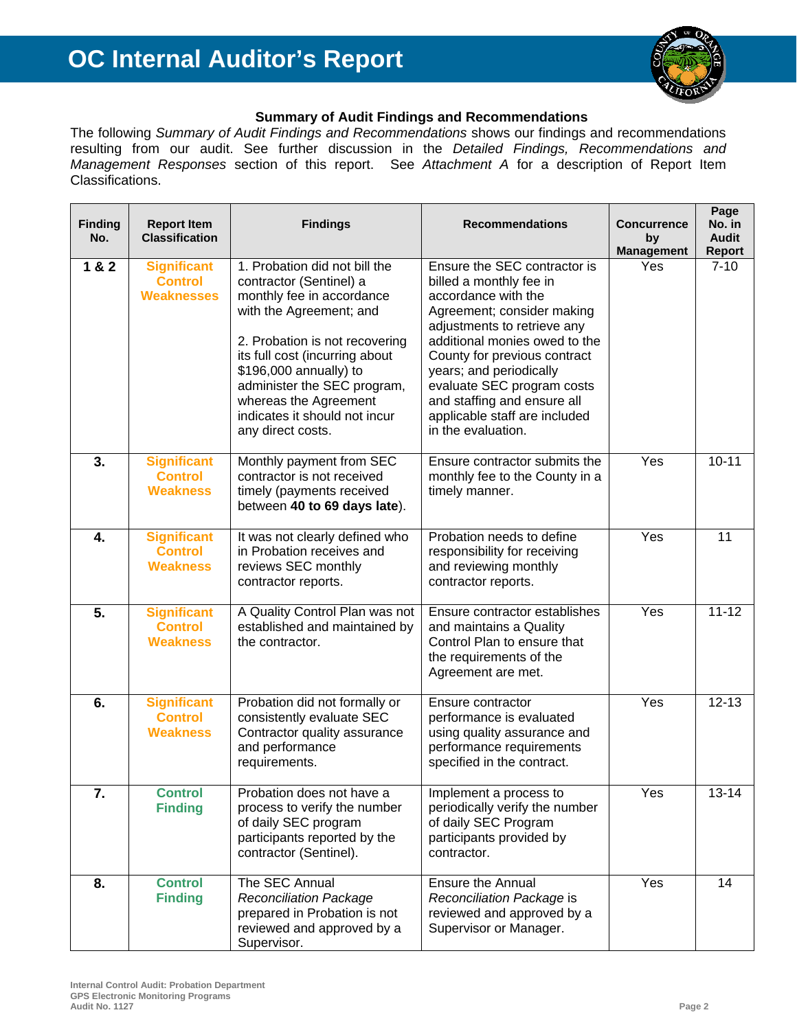# OC Internal Auditor's Report

### Summary of Audit Findings and Recommendations

The following *Summary of Audit Findings and Recommendations* shows our findings and recommendations resulting from our audit. See further discussion in the *Detailed Findings, Recommendations and Management Responses* section of this report. See *Attachment A* for a description of Report Item Classifications.

| Finding No. | Report Item Classification | Findings | Recommendations | Concurrence by Management | Page No. in Audit Report |
|---|---|---|---|---|---|
| **1 & 2** | **Significant Control Weaknesses** | 1. Probation did not bill the contractor (Sentinel) a monthly fee in accordance with the Agreement; and<br><br>2. Probation is not recovering its full cost (incurring about $196,000 annually) to administer the SEC program, whereas the Agreement indicates it should not incur any direct costs. | Ensure the SEC contractor is billed a monthly fee in accordance with the Agreement; consider making adjustments to retrieve any additional monies owed to the County for previous contract years; and periodically evaluate SEC program costs and staffing and ensure all applicable staff are included in the evaluation. | Yes | 7-10 |
| **3.** | **Significant Control Weakness** | Monthly payment from SEC contractor is not received timely (payments received between **40 to 69 days late**). | Ensure contractor submits the monthly fee to the County in a timely manner. | Yes | 10-11 |
| **4.** | **Significant Control Weakness** | It was not clearly defined who in Probation receives and reviews SEC monthly contractor reports. | Probation needs to define responsibility for receiving and reviewing monthly contractor reports. | Yes | 11 |
| **5.** | **Significant Control Weakness** | A Quality Control Plan was not established and maintained by the contractor. | Ensure contractor establishes and maintains a Quality Control Plan to ensure that the requirements of the Agreement are met. | Yes | 11-12 |
| **6.** | **Significant Control Weakness** | Probation did not formally or consistently evaluate SEC Contractor quality assurance and performance requirements. | Ensure contractor performance is evaluated using quality assurance and performance requirements specified in the contract. | Yes | 12-13 |
| **7.** | **Control Finding** | Probation does not have a process to verify the number of daily SEC program participants reported by the contractor (Sentinel). | Implement a process to periodically verify the number of daily SEC Program participants provided by contractor. | Yes | 13-14 |
| **8.** | **Control Finding** | The SEC Annual *Reconciliation Package* prepared in Probation is not reviewed and approved by a Supervisor. | Ensure the Annual *Reconciliation Package* is reviewed and approved by a Supervisor or Manager. | Yes | 14 |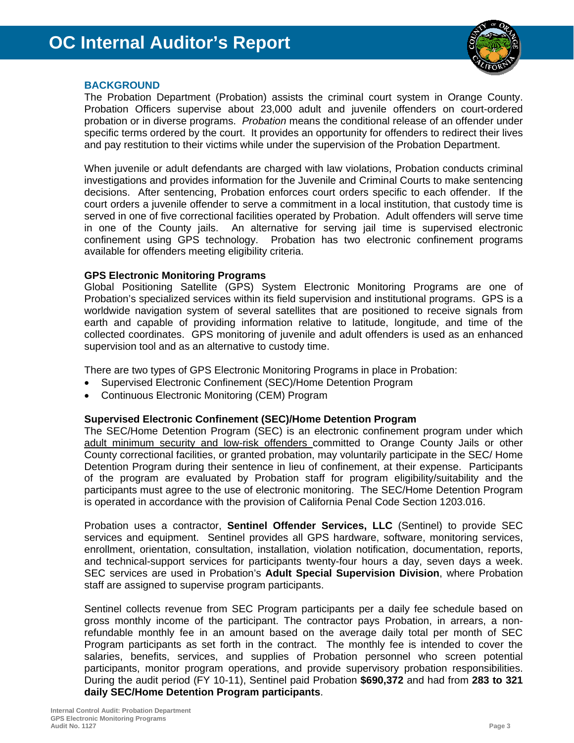## BACKGROUND

The Probation Department (Probation) assists the criminal court system in Orange County. Probation Officers supervise about 23,000 adult and juvenile offenders on court-ordered probation or in diverse programs. *Probation* means the conditional release of an offender under specific terms ordered by the court. It provides an opportunity for offenders to redirect their lives and pay restitution to their victims while under the supervision of the Probation Department.

When juvenile or adult defendants are charged with law violations, Probation conducts criminal investigations and provides information for the Juvenile and Criminal Courts to make sentencing decisions. After sentencing, Probation enforces court orders specific to each offender. If the court orders a juvenile offender to serve a commitment in a local institution, that custody time is served in one of five correctional facilities operated by Probation. Adult offenders will serve time in one of the County jails. An alternative for serving jail time is supervised electronic confinement using GPS technology. Probation has two electronic confinement programs available for offenders meeting eligibility criteria.

### GPS Electronic Monitoring Programs

Global Positioning Satellite (GPS) System Electronic Monitoring Programs are one of Probation's specialized services within its field supervision and institutional programs. GPS is a worldwide navigation system of several satellites that are positioned to receive signals from earth and capable of providing information relative to latitude, longitude, and time of the collected coordinates. GPS monitoring of juvenile and adult offenders is used as an enhanced supervision tool and as an alternative to custody time.

There are two types of GPS Electronic Monitoring Programs in place in Probation:

- Supervised Electronic Confinement (SEC)/Home Detention Program
- Continuous Electronic Monitoring (CEM) Program

### Supervised Electronic Confinement (SEC)/Home Detention Program

The SEC/Home Detention Program (SEC) is an electronic confinement program under which adult minimum security and low-risk offenders committed to Orange County Jails or other County correctional facilities, or granted probation, may voluntarily participate in the SEC/ Home Detention Program during their sentence in lieu of confinement, at their expense. Participants of the program are evaluated by Probation staff for program eligibility/suitability and the participants must agree to the use of electronic monitoring. The SEC/Home Detention Program is operated in accordance with the provision of California Penal Code Section 1203.016.

Probation uses a contractor, **Sentinel Offender Services, LLC** (Sentinel) to provide SEC services and equipment. Sentinel provides all GPS hardware, software, monitoring services, enrollment, orientation, consultation, installation, violation notification, documentation, reports, and technical-support services for participants twenty-four hours a day, seven days a week. SEC services are used in Probation's **Adult Special Supervision Division**, where Probation staff are assigned to supervise program participants.

Sentinel collects revenue from SEC Program participants per a daily fee schedule based on gross monthly income of the participant. The contractor pays Probation, in arrears, a non-refundable monthly fee in an amount based on the average daily total per month of SEC Program participants as set forth in the contract. The monthly fee is intended to cover the salaries, benefits, services, and supplies of Probation personnel who screen potential participants, monitor program operations, and provide supervisory probation responsibilities. During the audit period (FY 10-11), Sentinel paid Probation **$690,372** and had from **283 to 321 daily SEC/Home Detention Program participants**.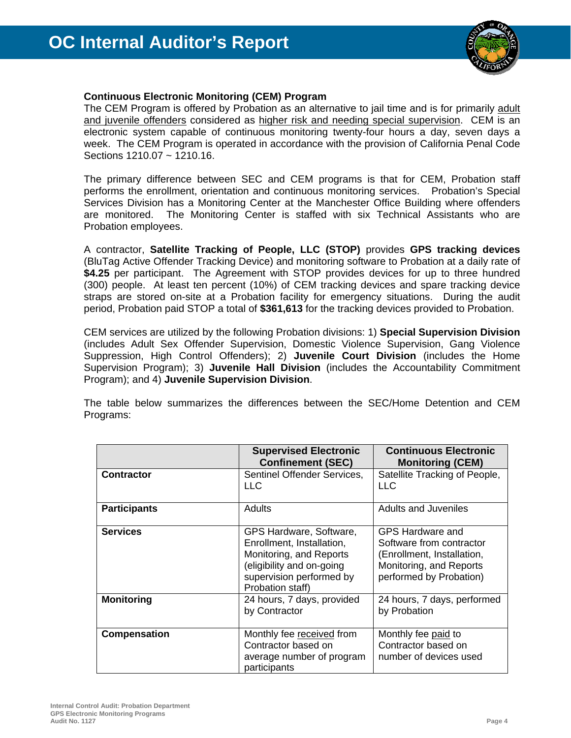**Continuous Electronic Monitoring (CEM) Program**

The CEM Program is offered by Probation as an alternative to jail time and is for primarily adult and juvenile offenders considered as higher risk and needing special supervision. CEM is an electronic system capable of continuous monitoring twenty-four hours a day, seven days a week. The CEM Program is operated in accordance with the provision of California Penal Code Sections 1210.07 ~ 1210.16.

The primary difference between SEC and CEM programs is that for CEM, Probation staff performs the enrollment, orientation and continuous monitoring services. Probation's Special Services Division has a Monitoring Center at the Manchester Office Building where offenders are monitored. The Monitoring Center is staffed with six Technical Assistants who are Probation employees.

A contractor, **Satellite Tracking of People, LLC (STOP)** provides **GPS tracking devices** (BluTag Active Offender Tracking Device) and monitoring software to Probation at a daily rate of **$4.25** per participant. The Agreement with STOP provides devices for up to three hundred (300) people. At least ten percent (10%) of CEM tracking devices and spare tracking device straps are stored on-site at a Probation facility for emergency situations. During the audit period, Probation paid STOP a total of **$361,613** for the tracking devices provided to Probation.

CEM services are utilized by the following Probation divisions: 1) **Special Supervision Division** (includes Adult Sex Offender Supervision, Domestic Violence Supervision, Gang Violence Suppression, High Control Offenders); 2) **Juvenile Court Division** (includes the Home Supervision Program); 3) **Juvenile Hall Division** (includes the Accountability Commitment Program); and 4) **Juvenile Supervision Division**.

The table below summarizes the differences between the SEC/Home Detention and CEM Programs:

| | **Supervised Electronic Confinement (SEC)** | **Continuous Electronic Monitoring (CEM)** |
|---|---|---|
| **Contractor** | Sentinel Offender Services, LLC | Satellite Tracking of People, LLC |
| **Participants** | Adults | Adults and Juveniles |
| **Services** | GPS Hardware, Software, Enrollment, Installation, Monitoring, and Reports (eligibility and on-going supervision performed by Probation staff) | GPS Hardware and Software from contractor (Enrollment, Installation, Monitoring, and Reports performed by Probation) |
| **Monitoring** | 24 hours, 7 days, provided by Contractor | 24 hours, 7 days, performed by Probation |
| **Compensation** | Monthly fee received from Contractor based on average number of program participants | Monthly fee paid to Contractor based on number of devices used |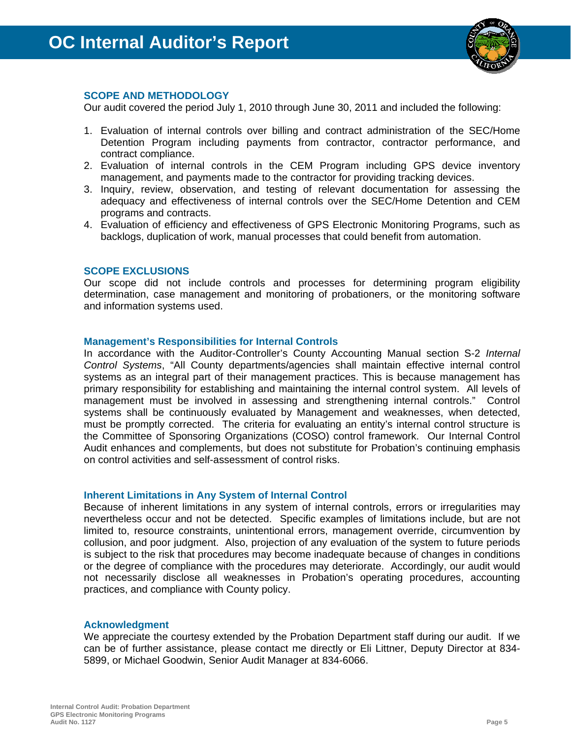### SCOPE AND METHODOLOGY

Our audit covered the period July 1, 2010 through June 30, 2011 and included the following:

1. Evaluation of internal controls over billing and contract administration of the SEC/Home Detention Program including payments from contractor, contractor performance, and contract compliance.
2. Evaluation of internal controls in the CEM Program including GPS device inventory management, and payments made to the contractor for providing tracking devices.
3. Inquiry, review, observation, and testing of relevant documentation for assessing the adequacy and effectiveness of internal controls over the SEC/Home Detention and CEM programs and contracts.
4. Evaluation of efficiency and effectiveness of GPS Electronic Monitoring Programs, such as backlogs, duplication of work, manual processes that could benefit from automation.

### SCOPE EXCLUSIONS

Our scope did not include controls and processes for determining program eligibility determination, case management and monitoring of probationers, or the monitoring software and information systems used.

### Management's Responsibilities for Internal Controls

In accordance with the Auditor-Controller's County Accounting Manual section S-2 *Internal Control Systems*, "All County departments/agencies shall maintain effective internal control systems as an integral part of their management practices. This is because management has primary responsibility for establishing and maintaining the internal control system. All levels of management must be involved in assessing and strengthening internal controls." Control systems shall be continuously evaluated by Management and weaknesses, when detected, must be promptly corrected. The criteria for evaluating an entity's internal control structure is the Committee of Sponsoring Organizations (COSO) control framework. Our Internal Control Audit enhances and complements, but does not substitute for Probation's continuing emphasis on control activities and self-assessment of control risks.

### Inherent Limitations in Any System of Internal Control

Because of inherent limitations in any system of internal controls, errors or irregularities may nevertheless occur and not be detected. Specific examples of limitations include, but are not limited to, resource constraints, unintentional errors, management override, circumvention by collusion, and poor judgment. Also, projection of any evaluation of the system to future periods is subject to the risk that procedures may become inadequate because of changes in conditions or the degree of compliance with the procedures may deteriorate. Accordingly, our audit would not necessarily disclose all weaknesses in Probation's operating procedures, accounting practices, and compliance with County policy.

### Acknowledgment

We appreciate the courtesy extended by the Probation Department staff during our audit. If we can be of further assistance, please contact me directly or Eli Littner, Deputy Director at 834-5899, or Michael Goodwin, Senior Audit Manager at 834-6066.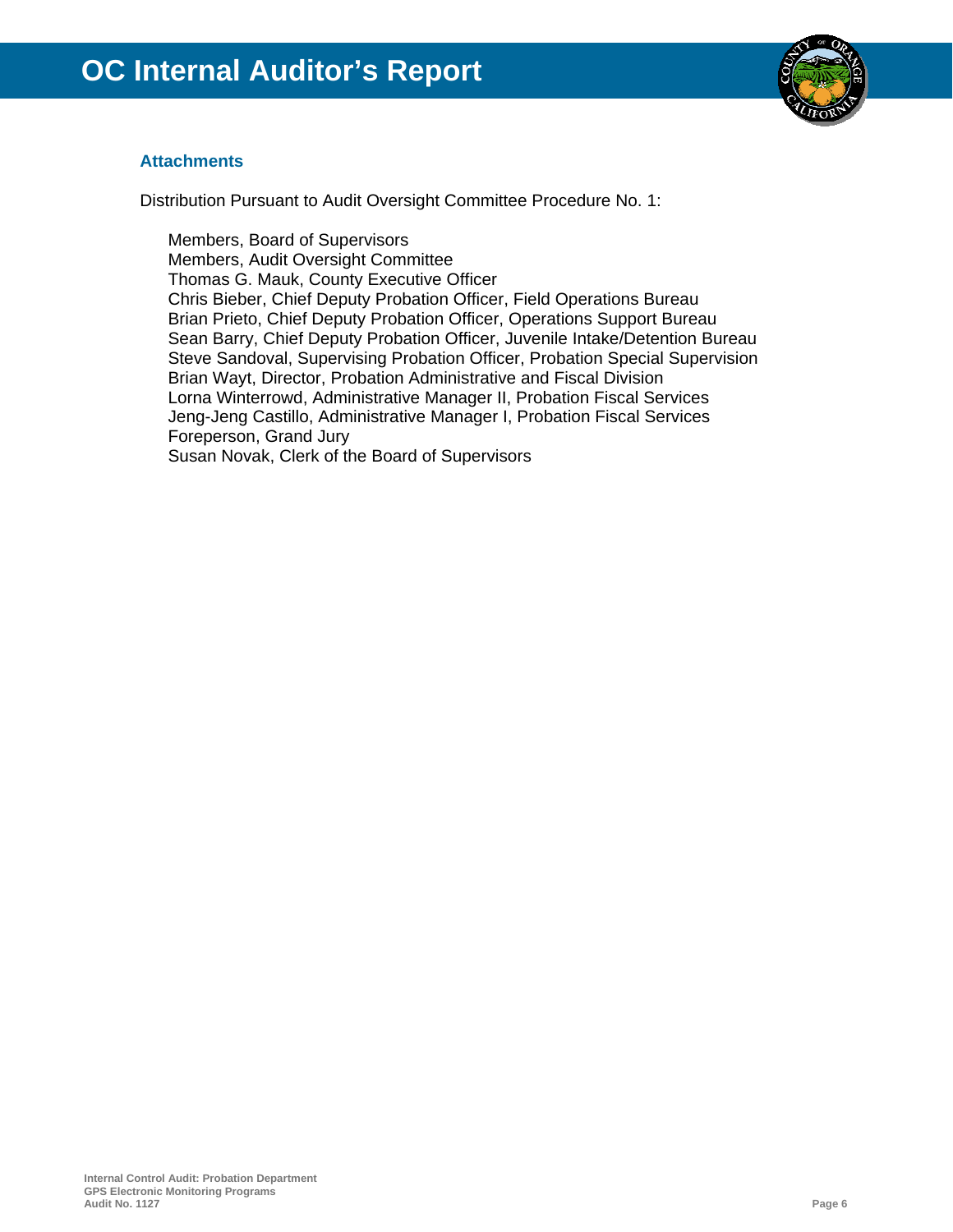### Attachments

Distribution Pursuant to Audit Oversight Committee Procedure No. 1:

Members, Board of Supervisors
Members, Audit Oversight Committee
Thomas G. Mauk, County Executive Officer
Chris Bieber, Chief Deputy Probation Officer, Field Operations Bureau
Brian Prieto, Chief Deputy Probation Officer, Operations Support Bureau
Sean Barry, Chief Deputy Probation Officer, Juvenile Intake/Detention Bureau
Steve Sandoval, Supervising Probation Officer, Probation Special Supervision
Brian Wayt, Director, Probation Administrative and Fiscal Division
Lorna Winterrowd, Administrative Manager II, Probation Fiscal Services
Jeng-Jeng Castillo, Administrative Manager I, Probation Fiscal Services
Foreperson, Grand Jury
Susan Novak, Clerk of the Board of Supervisors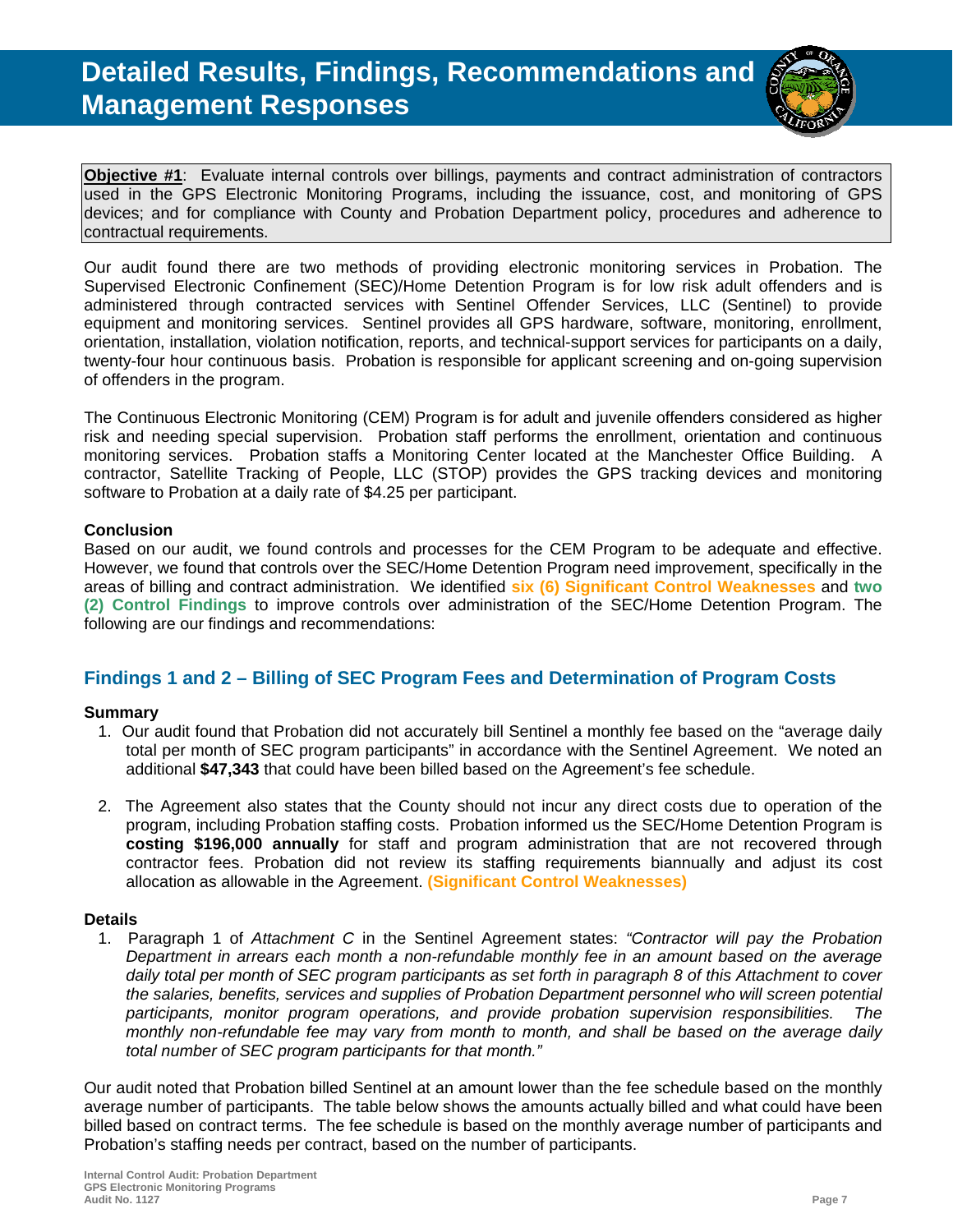# Detailed Results, Findings, Recommendations and Management Responses

**Objective #1**: Evaluate internal controls over billings, payments and contract administration of contractors used in the GPS Electronic Monitoring Programs, including the issuance, cost, and monitoring of GPS devices; and for compliance with County and Probation Department policy, procedures and adherence to contractual requirements.

Our audit found there are two methods of providing electronic monitoring services in Probation. The Supervised Electronic Confinement (SEC)/Home Detention Program is for low risk adult offenders and is administered through contracted services with Sentinel Offender Services, LLC (Sentinel) to provide equipment and monitoring services. Sentinel provides all GPS hardware, software, monitoring, enrollment, orientation, installation, violation notification, reports, and technical-support services for participants on a daily, twenty-four hour continuous basis. Probation is responsible for applicant screening and on-going supervision of offenders in the program.

The Continuous Electronic Monitoring (CEM) Program is for adult and juvenile offenders considered as higher risk and needing special supervision. Probation staff performs the enrollment, orientation and continuous monitoring services. Probation staffs a Monitoring Center located at the Manchester Office Building. A contractor, Satellite Tracking of People, LLC (STOP) provides the GPS tracking devices and monitoring software to Probation at a daily rate of $4.25 per participant.

**Conclusion**

Based on our audit, we found controls and processes for the CEM Program to be adequate and effective. However, we found that controls over the SEC/Home Detention Program need improvement, specifically in the areas of billing and contract administration. We identified **six (6) Significant Control Weaknesses** and **two (2) Control Findings** to improve controls over administration of the SEC/Home Detention Program. The following are our findings and recommendations:

## Findings 1 and 2 – Billing of SEC Program Fees and Determination of Program Costs

**Summary**

1. Our audit found that Probation did not accurately bill Sentinel a monthly fee based on the "average daily total per month of SEC program participants" in accordance with the Sentinel Agreement. We noted an additional **$47,343** that could have been billed based on the Agreement's fee schedule.

2. The Agreement also states that the County should not incur any direct costs due to operation of the program, including Probation staffing costs. Probation informed us the SEC/Home Detention Program is **costing $196,000 annually** for staff and program administration that are not recovered through contractor fees. Probation did not review its staffing requirements biannually and adjust its cost allocation as allowable in the Agreement. **(Significant Control Weaknesses)**

**Details**

1. Paragraph 1 of *Attachment C* in the Sentinel Agreement states: *"Contractor will pay the Probation Department in arrears each month a non-refundable monthly fee in an amount based on the average daily total per month of SEC program participants as set forth in paragraph 8 of this Attachment to cover the salaries, benefits, services and supplies of Probation Department personnel who will screen potential participants, monitor program operations, and provide probation supervision responsibilities. The monthly non-refundable fee may vary from month to month, and shall be based on the average daily total number of SEC program participants for that month."*

Our audit noted that Probation billed Sentinel at an amount lower than the fee schedule based on the monthly average number of participants. The table below shows the amounts actually billed and what could have been billed based on contract terms. The fee schedule is based on the monthly average number of participants and Probation's staffing needs per contract, based on the number of participants.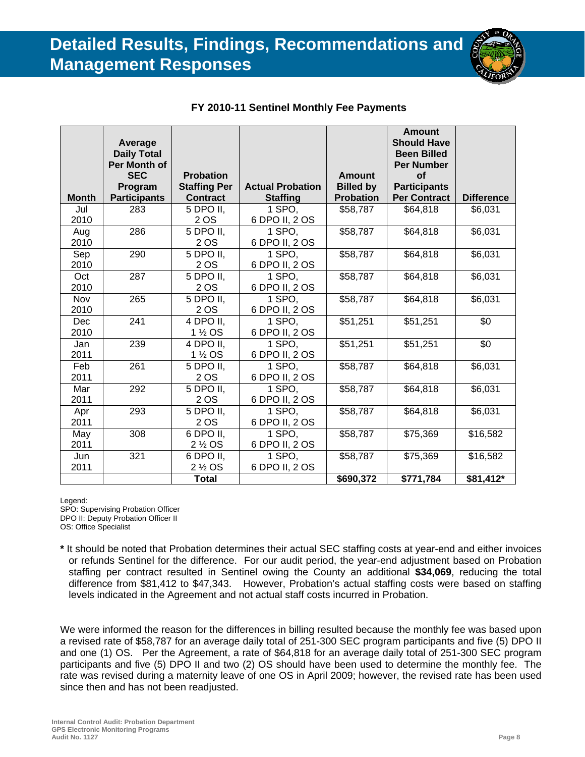## Detailed Results, Findings, Recommendations and Management Responses

**FY 2010-11 Sentinel Monthly Fee Payments**

| Month | Average Daily Total Per Month of SEC Program Participants | Probation Staffing Per Contract | Actual Probation Staffing | Amount Billed by Probation | Amount Should Have Been Billed Per Number of Participants Per Contract | Difference |
|---|---|---|---|---|---|---|
| Jul 2010 | 283 | 5 DPO II, 2 OS | 1 SPO, 6 DPO II, 2 OS | $58,787 | $64,818 | $6,031 |
| Aug 2010 | 286 | 5 DPO II, 2 OS | 1 SPO, 6 DPO II, 2 OS | $58,787 | $64,818 | $6,031 |
| Sep 2010 | 290 | 5 DPO II, 2 OS | 1 SPO, 6 DPO II, 2 OS | $58,787 | $64,818 | $6,031 |
| Oct 2010 | 287 | 5 DPO II, 2 OS | 1 SPO, 6 DPO II, 2 OS | $58,787 | $64,818 | $6,031 |
| Nov 2010 | 265 | 5 DPO II, 2 OS | 1 SPO, 6 DPO II, 2 OS | $58,787 | $64,818 | $6,031 |
| Dec 2010 | 241 | 4 DPO II, 1 ½ OS | 1 SPO, 6 DPO II, 2 OS | $51,251 | $51,251 | $0 |
| Jan 2011 | 239 | 4 DPO II, 1 ½ OS | 1 SPO, 6 DPO II, 2 OS | $51,251 | $51,251 | $0 |
| Feb 2011 | 261 | 5 DPO II, 2 OS | 1 SPO, 6 DPO II, 2 OS | $58,787 | $64,818 | $6,031 |
| Mar 2011 | 292 | 5 DPO II, 2 OS | 1 SPO, 6 DPO II, 2 OS | $58,787 | $64,818 | $6,031 |
| Apr 2011 | 293 | 5 DPO II, 2 OS | 1 SPO, 6 DPO II, 2 OS | $58,787 | $64,818 | $6,031 |
| May 2011 | 308 | 6 DPO II, 2 ½ OS | 1 SPO, 6 DPO II, 2 OS | $58,787 | $75,369 | $16,582 |
| Jun 2011 | 321 | 6 DPO II, 2 ½ OS | 1 SPO, 6 DPO II, 2 OS | $58,787 | $75,369 | $16,582 |
| | | **Total** | | **$690,372** | **$771,784** | **$81,412*** |

Legend:
SPO: Supervising Probation Officer
DPO II: Deputy Probation Officer II
OS: Office Specialist

**\*** It should be noted that Probation determines their actual SEC staffing costs at year-end and either invoices or refunds Sentinel for the difference. For our audit period, the year-end adjustment based on Probation staffing per contract resulted in Sentinel owing the County an additional **$34,069**, reducing the total difference from $81,412 to $47,343. However, Probation's actual staffing costs were based on staffing levels indicated in the Agreement and not actual staff costs incurred in Probation.

We were informed the reason for the differences in billing resulted because the monthly fee was based upon a revised rate of $58,787 for an average daily total of 251-300 SEC program participants and five (5) DPO II and one (1) OS. Per the Agreement, a rate of $64,818 for an average daily total of 251-300 SEC program participants and five (5) DPO II and two (2) OS should have been used to determine the monthly fee. The rate was revised during a maternity leave of one OS in April 2009; however, the revised rate has been used since then and has not been readjusted.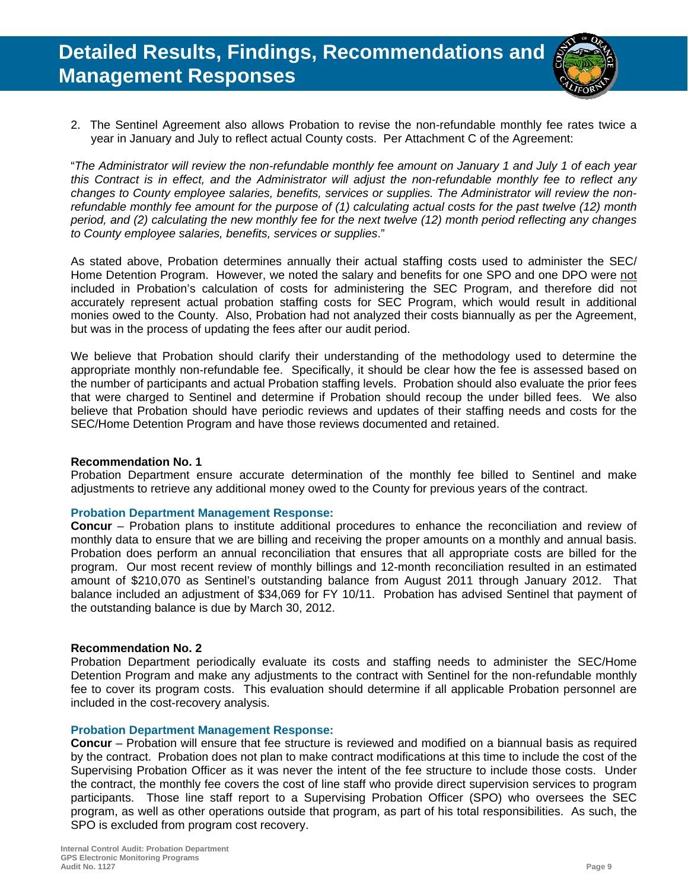# Detailed Results, Findings, Recommendations and Management Responses

2. The Sentinel Agreement also allows Probation to revise the non-refundable monthly fee rates twice a year in January and July to reflect actual County costs. Per Attachment C of the Agreement:

"*The Administrator will review the non-refundable monthly fee amount on January 1 and July 1 of each year this Contract is in effect, and the Administrator will adjust the non-refundable monthly fee to reflect any changes to County employee salaries, benefits, services or supplies. The Administrator will review the non-refundable monthly fee amount for the purpose of (1) calculating actual costs for the past twelve (12) month period, and (2) calculating the new monthly fee for the next twelve (12) month period reflecting any changes to County employee salaries, benefits, services or supplies*."

As stated above, Probation determines annually their actual staffing costs used to administer the SEC/ Home Detention Program. However, we noted the salary and benefits for one SPO and one DPO were <u>not</u> included in Probation's calculation of costs for administering the SEC Program, and therefore did not accurately represent actual probation staffing costs for SEC Program, which would result in additional monies owed to the County. Also, Probation had not analyzed their costs biannually as per the Agreement, but was in the process of updating the fees after our audit period.

We believe that Probation should clarify their understanding of the methodology used to determine the appropriate monthly non-refundable fee. Specifically, it should be clear how the fee is assessed based on the number of participants and actual Probation staffing levels. Probation should also evaluate the prior fees that were charged to Sentinel and determine if Probation should recoup the under billed fees. We also believe that Probation should have periodic reviews and updates of their staffing needs and costs for the SEC/Home Detention Program and have those reviews documented and retained.

**Recommendation No. 1**
Probation Department ensure accurate determination of the monthly fee billed to Sentinel and make adjustments to retrieve any additional money owed to the County for previous years of the contract.

**Probation Department Management Response:**
**Concur** – Probation plans to institute additional procedures to enhance the reconciliation and review of monthly data to ensure that we are billing and receiving the proper amounts on a monthly and annual basis. Probation does perform an annual reconciliation that ensures that all appropriate costs are billed for the program. Our most recent review of monthly billings and 12-month reconciliation resulted in an estimated amount of $210,070 as Sentinel's outstanding balance from August 2011 through January 2012. That balance included an adjustment of $34,069 for FY 10/11. Probation has advised Sentinel that payment of the outstanding balance is due by March 30, 2012.

**Recommendation No. 2**
Probation Department periodically evaluate its costs and staffing needs to administer the SEC/Home Detention Program and make any adjustments to the contract with Sentinel for the non-refundable monthly fee to cover its program costs. This evaluation should determine if all applicable Probation personnel are included in the cost-recovery analysis.

**Probation Department Management Response:**
**Concur** – Probation will ensure that fee structure is reviewed and modified on a biannual basis as required by the contract. Probation does not plan to make contract modifications at this time to include the cost of the Supervising Probation Officer as it was never the intent of the fee structure to include those costs. Under the contract, the monthly fee covers the cost of line staff who provide direct supervision services to program participants. Those line staff report to a Supervising Probation Officer (SPO) who oversees the SEC program, as well as other operations outside that program, as part of his total responsibilities. As such, the SPO is excluded from program cost recovery.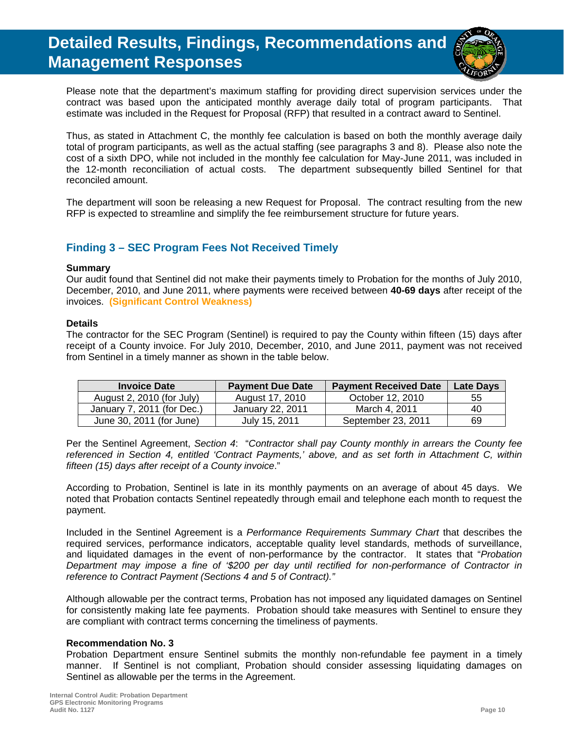Please note that the department's maximum staffing for providing direct supervision services under the contract was based upon the anticipated monthly average daily total of program participants. That estimate was included in the Request for Proposal (RFP) that resulted in a contract award to Sentinel.

Thus, as stated in Attachment C, the monthly fee calculation is based on both the monthly average daily total of program participants, as well as the actual staffing (see paragraphs 3 and 8). Please also note the cost of a sixth DPO, while not included in the monthly fee calculation for May-June 2011, was included in the 12-month reconciliation of actual costs. The department subsequently billed Sentinel for that reconciled amount.

The department will soon be releasing a new Request for Proposal. The contract resulting from the new RFP is expected to streamline and simplify the fee reimbursement structure for future years.

## Finding 3 – SEC Program Fees Not Received Timely

**Summary**

Our audit found that Sentinel did not make their payments timely to Probation for the months of July 2010, December, 2010, and June 2011, where payments were received between **40-69 days** after receipt of the invoices. **(Significant Control Weakness)**

**Details**

The contractor for the SEC Program (Sentinel) is required to pay the County within fifteen (15) days after receipt of a County invoice. For July 2010, December, 2010, and June 2011, payment was not received from Sentinel in a timely manner as shown in the table below.

| Invoice Date | Payment Due Date | Payment Received Date | Late Days |
|---|---|---|---|
| August 2, 2010 (for July) | August 17, 2010 | October 12, 2010 | 55 |
| January 7, 2011 (for Dec.) | January 22, 2011 | March 4, 2011 | 40 |
| June 30, 2011 (for June) | July 15, 2011 | September 23, 2011 | 69 |

Per the Sentinel Agreement, *Section 4*: "*Contractor shall pay County monthly in arrears the County fee referenced in Section 4, entitled 'Contract Payments,' above, and as set forth in Attachment C, within fifteen (15) days after receipt of a County invoice*."

According to Probation, Sentinel is late in its monthly payments on an average of about 45 days. We noted that Probation contacts Sentinel repeatedly through email and telephone each month to request the payment.

Included in the Sentinel Agreement is a *Performance Requirements Summary Chart* that describes the required services, performance indicators, acceptable quality level standards, methods of surveillance, and liquidated damages in the event of non-performance by the contractor. It states that "*Probation Department may impose a fine of '$200 per day until rectified for non-performance of Contractor in reference to Contract Payment (Sections 4 and 5 of Contract).*"

Although allowable per the contract terms, Probation has not imposed any liquidated damages on Sentinel for consistently making late fee payments. Probation should take measures with Sentinel to ensure they are compliant with contract terms concerning the timeliness of payments.

**Recommendation No. 3**

Probation Department ensure Sentinel submits the monthly non-refundable fee payment in a timely manner. If Sentinel is not compliant, Probation should consider assessing liquidating damages on Sentinel as allowable per the terms in the Agreement.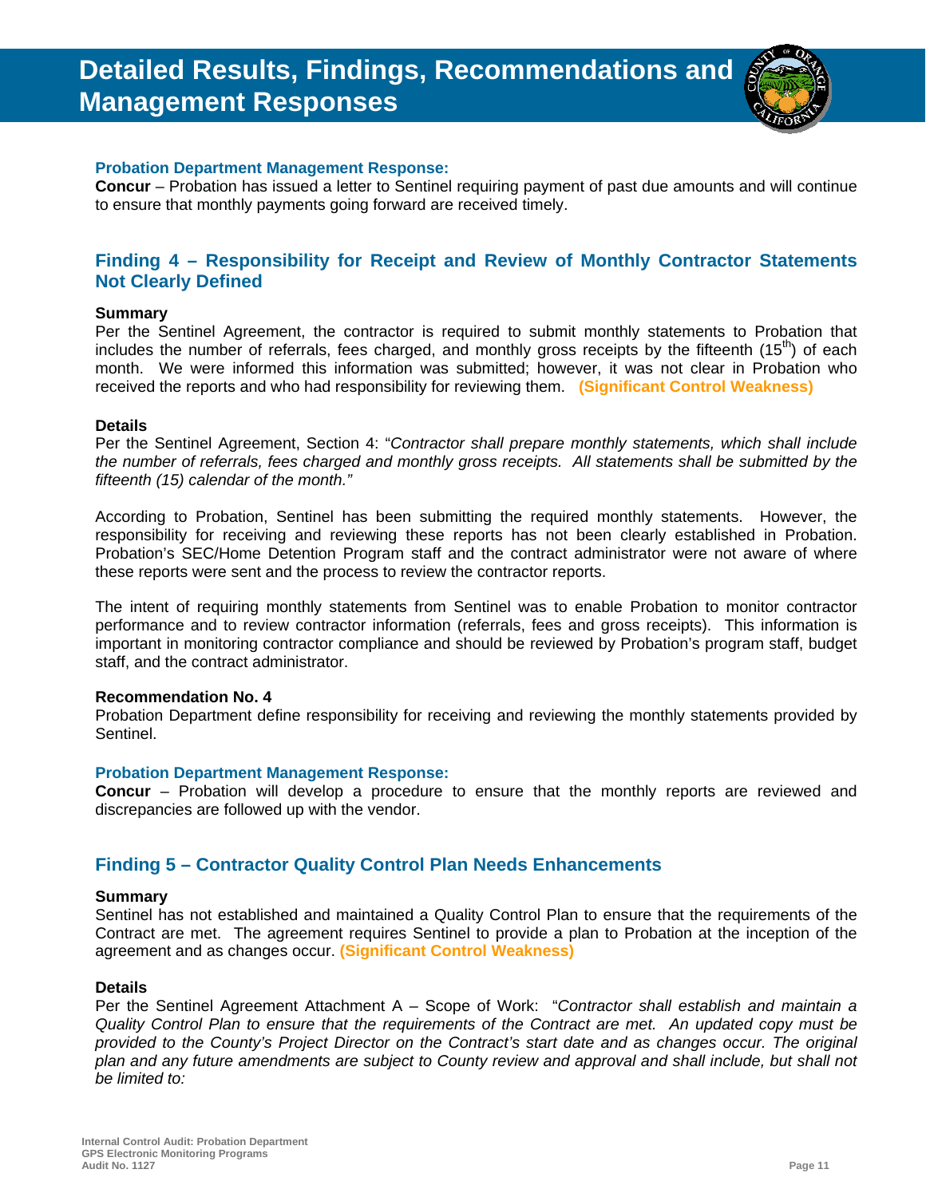# Detailed Results, Findings, Recommendations and Management Responses

**Probation Department Management Response:**

**Concur** – Probation has issued a letter to Sentinel requiring payment of past due amounts and will continue to ensure that monthly payments going forward are received timely.

## Finding 4 – Responsibility for Receipt and Review of Monthly Contractor Statements Not Clearly Defined

**Summary**

Per the Sentinel Agreement, the contractor is required to submit monthly statements to Probation that includes the number of referrals, fees charged, and monthly gross receipts by the fifteenth (15th) of each month. We were informed this information was submitted; however, it was not clear in Probation who received the reports and who had responsibility for reviewing them. **(Significant Control Weakness)**

**Details**

Per the Sentinel Agreement, Section 4: "*Contractor shall prepare monthly statements, which shall include the number of referrals, fees charged and monthly gross receipts. All statements shall be submitted by the fifteenth (15) calendar of the month.*"

According to Probation, Sentinel has been submitting the required monthly statements. However, the responsibility for receiving and reviewing these reports has not been clearly established in Probation. Probation's SEC/Home Detention Program staff and the contract administrator were not aware of where these reports were sent and the process to review the contractor reports.

The intent of requiring monthly statements from Sentinel was to enable Probation to monitor contractor performance and to review contractor information (referrals, fees and gross receipts). This information is important in monitoring contractor compliance and should be reviewed by Probation's program staff, budget staff, and the contract administrator.

**Recommendation No. 4**

Probation Department define responsibility for receiving and reviewing the monthly statements provided by Sentinel.

**Probation Department Management Response:**

**Concur** – Probation will develop a procedure to ensure that the monthly reports are reviewed and discrepancies are followed up with the vendor.

## Finding 5 – Contractor Quality Control Plan Needs Enhancements

**Summary**

Sentinel has not established and maintained a Quality Control Plan to ensure that the requirements of the Contract are met. The agreement requires Sentinel to provide a plan to Probation at the inception of the agreement and as changes occur. **(Significant Control Weakness)**

**Details**

Per the Sentinel Agreement Attachment A – Scope of Work: "*Contractor shall establish and maintain a Quality Control Plan to ensure that the requirements of the Contract are met. An updated copy must be provided to the County's Project Director on the Contract's start date and as changes occur. The original plan and any future amendments are subject to County review and approval and shall include, but shall not be limited to:*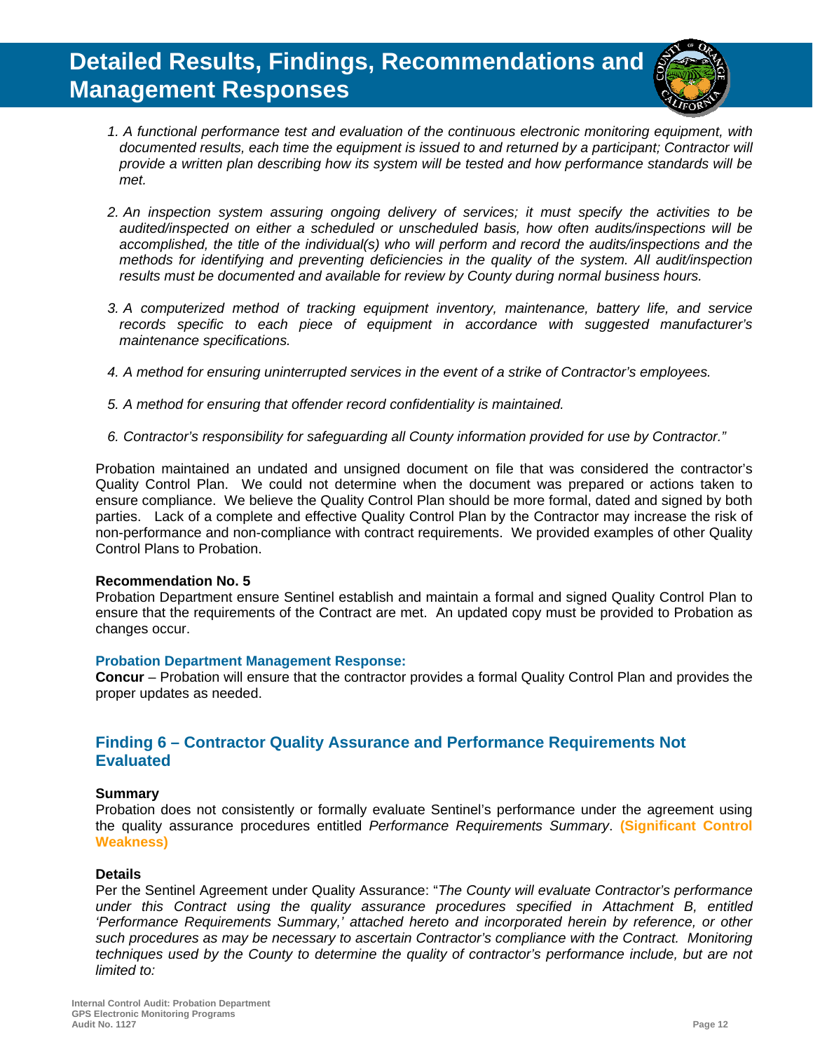1. *A functional performance test and evaluation of the continuous electronic monitoring equipment, with documented results, each time the equipment is issued to and returned by a participant; Contractor will provide a written plan describing how its system will be tested and how performance standards will be met.*

2. *An inspection system assuring ongoing delivery of services; it must specify the activities to be audited/inspected on either a scheduled or unscheduled basis, how often audits/inspections will be accomplished, the title of the individual(s) who will perform and record the audits/inspections and the methods for identifying and preventing deficiencies in the quality of the system. All audit/inspection results must be documented and available for review by County during normal business hours.*

3. *A computerized method of tracking equipment inventory, maintenance, battery life, and service records specific to each piece of equipment in accordance with suggested manufacturer's maintenance specifications.*

4. *A method for ensuring uninterrupted services in the event of a strike of Contractor's employees.*

5. *A method for ensuring that offender record confidentiality is maintained.*

6. *Contractor's responsibility for safeguarding all County information provided for use by Contractor."*

Probation maintained an undated and unsigned document on file that was considered the contractor's Quality Control Plan. We could not determine when the document was prepared or actions taken to ensure compliance. We believe the Quality Control Plan should be more formal, dated and signed by both parties. Lack of a complete and effective Quality Control Plan by the Contractor may increase the risk of non-performance and non-compliance with contract requirements. We provided examples of other Quality Control Plans to Probation.

**Recommendation No. 5**

Probation Department ensure Sentinel establish and maintain a formal and signed Quality Control Plan to ensure that the requirements of the Contract are met. An updated copy must be provided to Probation as changes occur.

**Probation Department Management Response:**

**Concur** – Probation will ensure that the contractor provides a formal Quality Control Plan and provides the proper updates as needed.

## Finding 6 – Contractor Quality Assurance and Performance Requirements Not Evaluated

**Summary**

Probation does not consistently or formally evaluate Sentinel's performance under the agreement using the quality assurance procedures entitled *Performance Requirements Summary*. **(Significant Control Weakness)**

**Details**

Per the Sentinel Agreement under Quality Assurance: "*The County will evaluate Contractor's performance under this Contract using the quality assurance procedures specified in Attachment B, entitled 'Performance Requirements Summary,' attached hereto and incorporated herein by reference, or other such procedures as may be necessary to ascertain Contractor's compliance with the Contract. Monitoring techniques used by the County to determine the quality of contractor's performance include, but are not limited to:*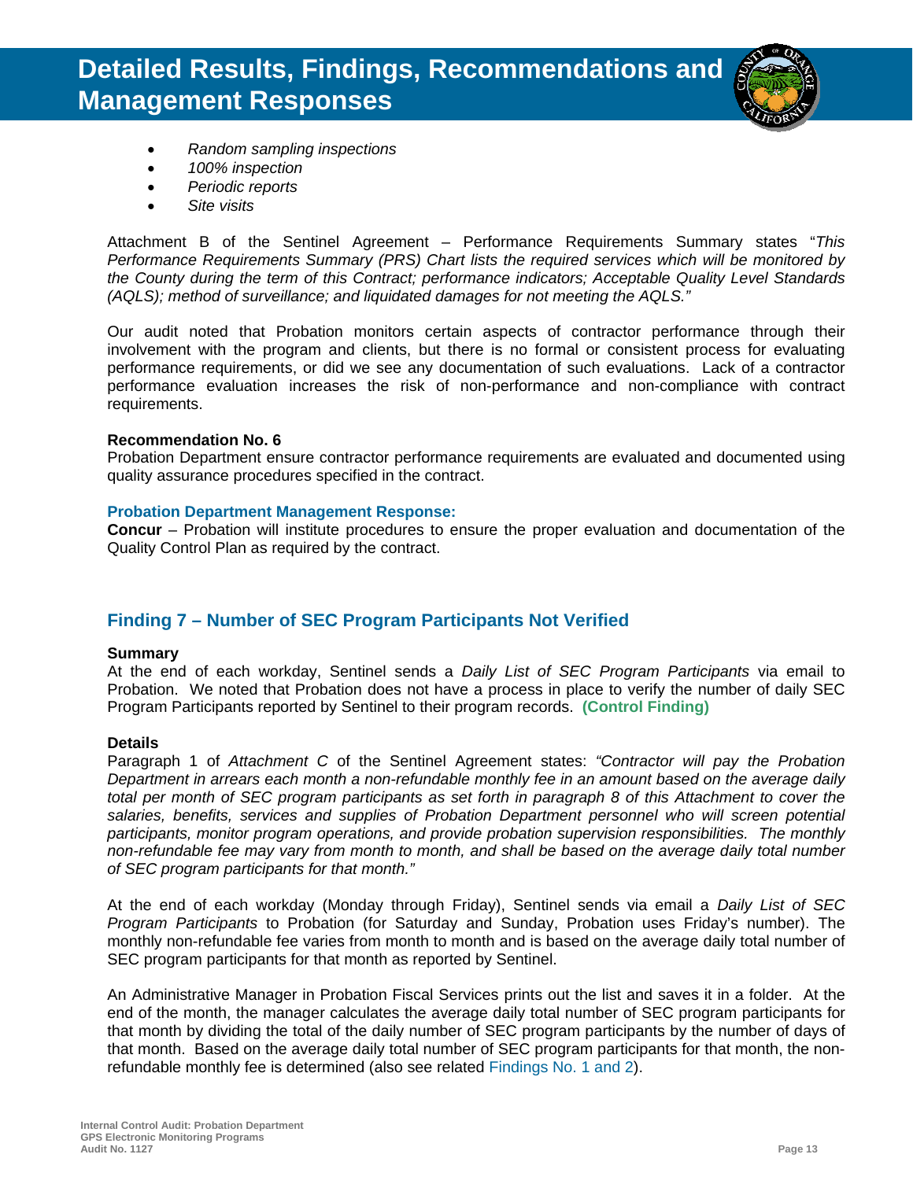- *Random sampling inspections*
- *100% inspection*
- *Periodic reports*
- *Site visits*

Attachment B of the Sentinel Agreement – Performance Requirements Summary states "*This Performance Requirements Summary (PRS) Chart lists the required services which will be monitored by the County during the term of this Contract; performance indicators; Acceptable Quality Level Standards (AQLS); method of surveillance; and liquidated damages for not meeting the AQLS."*

Our audit noted that Probation monitors certain aspects of contractor performance through their involvement with the program and clients, but there is no formal or consistent process for evaluating performance requirements, or did we see any documentation of such evaluations. Lack of a contractor performance evaluation increases the risk of non-performance and non-compliance with contract requirements.

**Recommendation No. 6**
Probation Department ensure contractor performance requirements are evaluated and documented using quality assurance procedures specified in the contract.

**Probation Department Management Response:**
**Concur** – Probation will institute procedures to ensure the proper evaluation and documentation of the Quality Control Plan as required by the contract.

## Finding 7 – Number of SEC Program Participants Not Verified

**Summary**
At the end of each workday, Sentinel sends a *Daily List of SEC Program Participants* via email to Probation. We noted that Probation does not have a process in place to verify the number of daily SEC Program Participants reported by Sentinel to their program records. **(Control Finding)**

**Details**
Paragraph 1 of *Attachment C* of the Sentinel Agreement states: *"Contractor will pay the Probation Department in arrears each month a non-refundable monthly fee in an amount based on the average daily total per month of SEC program participants as set forth in paragraph 8 of this Attachment to cover the salaries, benefits, services and supplies of Probation Department personnel who will screen potential participants, monitor program operations, and provide probation supervision responsibilities. The monthly non-refundable fee may vary from month to month, and shall be based on the average daily total number of SEC program participants for that month."*

At the end of each workday (Monday through Friday), Sentinel sends via email a *Daily List of SEC Program Participants* to Probation (for Saturday and Sunday, Probation uses Friday's number). The monthly non-refundable fee varies from month to month and is based on the average daily total number of SEC program participants for that month as reported by Sentinel.

An Administrative Manager in Probation Fiscal Services prints out the list and saves it in a folder. At the end of the month, the manager calculates the average daily total number of SEC program participants for that month by dividing the total of the daily number of SEC program participants by the number of days of that month. Based on the average daily total number of SEC program participants for that month, the non-refundable monthly fee is determined (also see related Findings No. 1 and 2).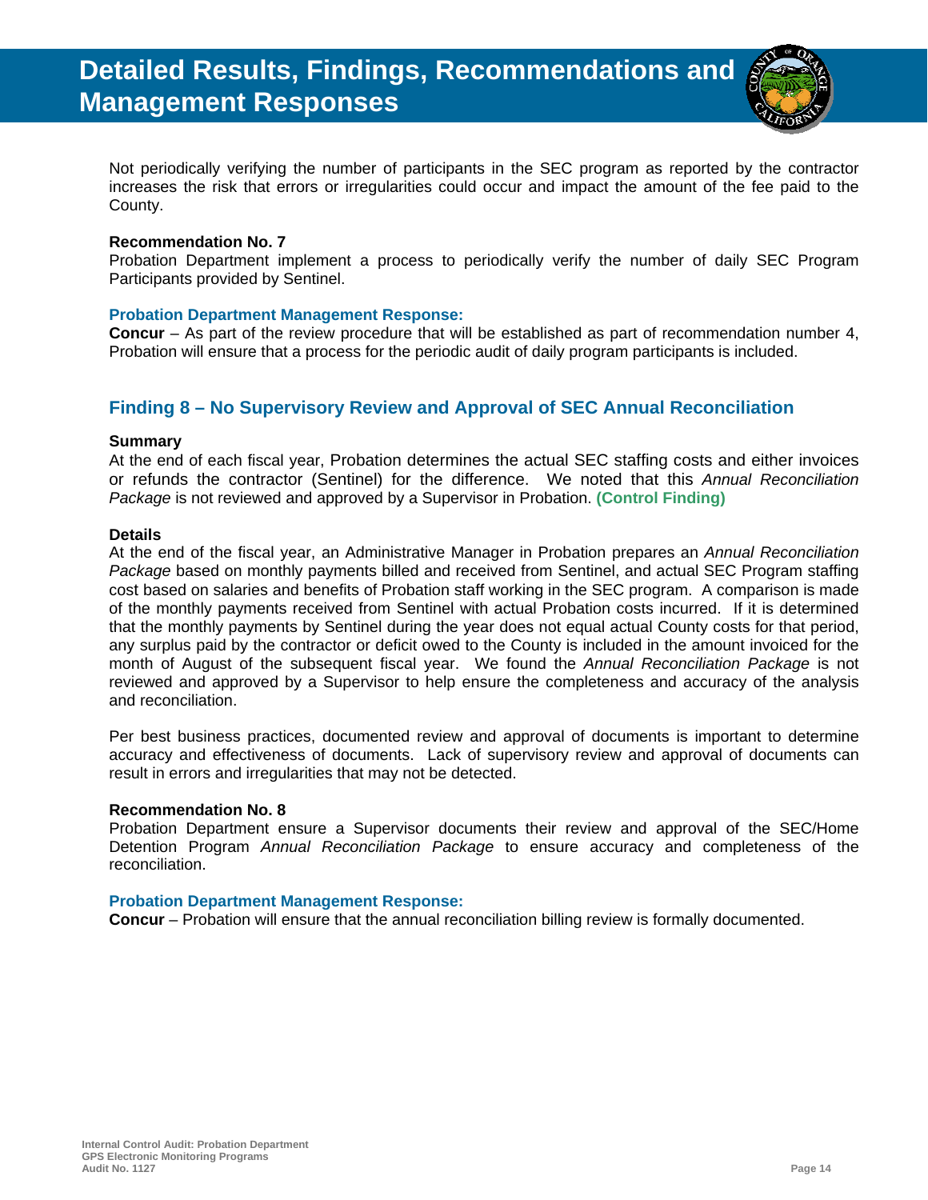Not periodically verifying the number of participants in the SEC program as reported by the contractor increases the risk that errors or irregularities could occur and impact the amount of the fee paid to the County.

**Recommendation No. 7**
Probation Department implement a process to periodically verify the number of daily SEC Program Participants provided by Sentinel.

**Probation Department Management Response:**
**Concur** – As part of the review procedure that will be established as part of recommendation number 4, Probation will ensure that a process for the periodic audit of daily program participants is included.

## Finding 8 – No Supervisory Review and Approval of SEC Annual Reconciliation

**Summary**
At the end of each fiscal year, Probation determines the actual SEC staffing costs and either invoices or refunds the contractor (Sentinel) for the difference. We noted that this *Annual Reconciliation Package* is not reviewed and approved by a Supervisor in Probation. **(Control Finding)**

**Details**
At the end of the fiscal year, an Administrative Manager in Probation prepares an *Annual Reconciliation Package* based on monthly payments billed and received from Sentinel, and actual SEC Program staffing cost based on salaries and benefits of Probation staff working in the SEC program. A comparison is made of the monthly payments received from Sentinel with actual Probation costs incurred. If it is determined that the monthly payments by Sentinel during the year does not equal actual County costs for that period, any surplus paid by the contractor or deficit owed to the County is included in the amount invoiced for the month of August of the subsequent fiscal year. We found the *Annual Reconciliation Package* is not reviewed and approved by a Supervisor to help ensure the completeness and accuracy of the analysis and reconciliation.

Per best business practices, documented review and approval of documents is important to determine accuracy and effectiveness of documents. Lack of supervisory review and approval of documents can result in errors and irregularities that may not be detected.

**Recommendation No. 8**
Probation Department ensure a Supervisor documents their review and approval of the SEC/Home Detention Program *Annual Reconciliation Package* to ensure accuracy and completeness of the reconciliation.

**Probation Department Management Response:**
**Concur** – Probation will ensure that the annual reconciliation billing review is formally documented.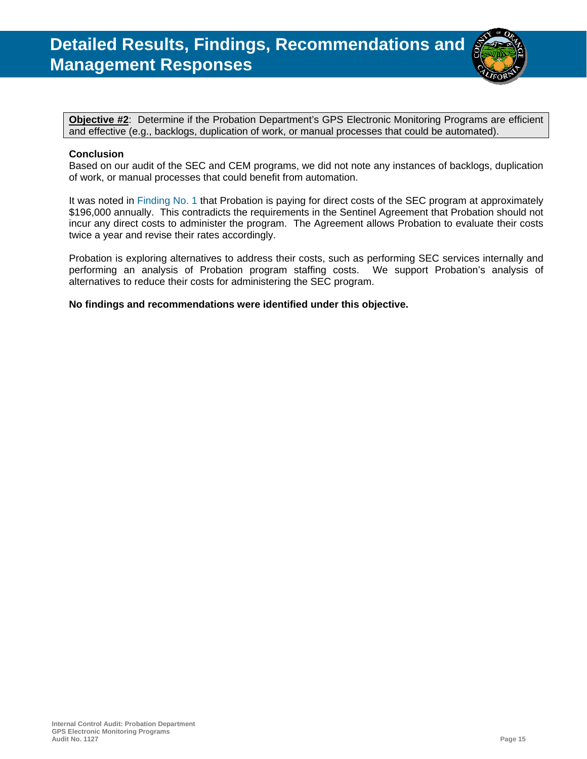# Detailed Results, Findings, Recommendations and Management Responses

**Objective #2**: Determine if the Probation Department's GPS Electronic Monitoring Programs are efficient and effective (e.g., backlogs, duplication of work, or manual processes that could be automated).

**Conclusion**

Based on our audit of the SEC and CEM programs, we did not note any instances of backlogs, duplication of work, or manual processes that could benefit from automation.

It was noted in Finding No. 1 that Probation is paying for direct costs of the SEC program at approximately $196,000 annually. This contradicts the requirements in the Sentinel Agreement that Probation should not incur any direct costs to administer the program. The Agreement allows Probation to evaluate their costs twice a year and revise their rates accordingly.

Probation is exploring alternatives to address their costs, such as performing SEC services internally and performing an analysis of Probation program staffing costs. We support Probation's analysis of alternatives to reduce their costs for administering the SEC program.

**No findings and recommendations were identified under this objective.**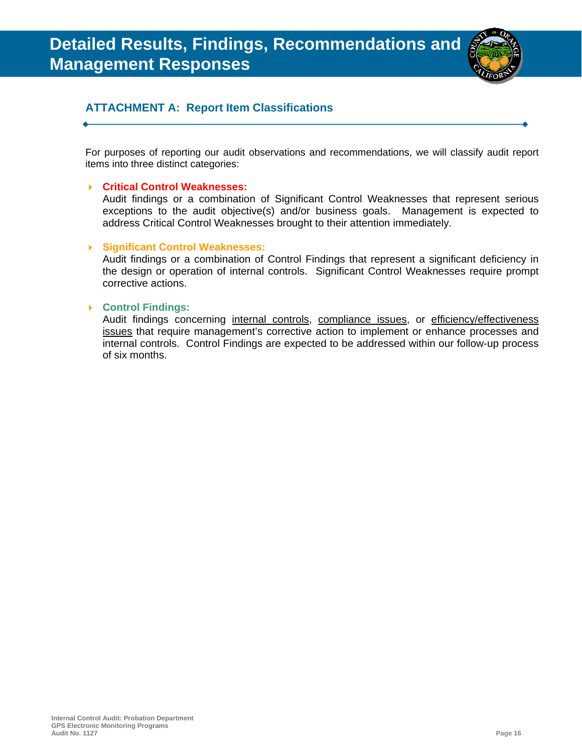# Detailed Results, Findings, Recommendations and Management Responses

## ATTACHMENT A: Report Item Classifications

For purposes of reporting our audit observations and recommendations, we will classify audit report items into three distinct categories:

- **Critical Control Weaknesses:**
  Audit findings or a combination of Significant Control Weaknesses that represent serious exceptions to the audit objective(s) and/or business goals. Management is expected to address Critical Control Weaknesses brought to their attention immediately.

- **Significant Control Weaknesses:**
  Audit findings or a combination of Control Findings that represent a significant deficiency in the design or operation of internal controls. Significant Control Weaknesses require prompt corrective actions.

- **Control Findings:**
  Audit findings concerning internal controls, compliance issues, or efficiency/effectiveness issues that require management's corrective action to implement or enhance processes and internal controls. Control Findings are expected to be addressed within our follow-up process of six months.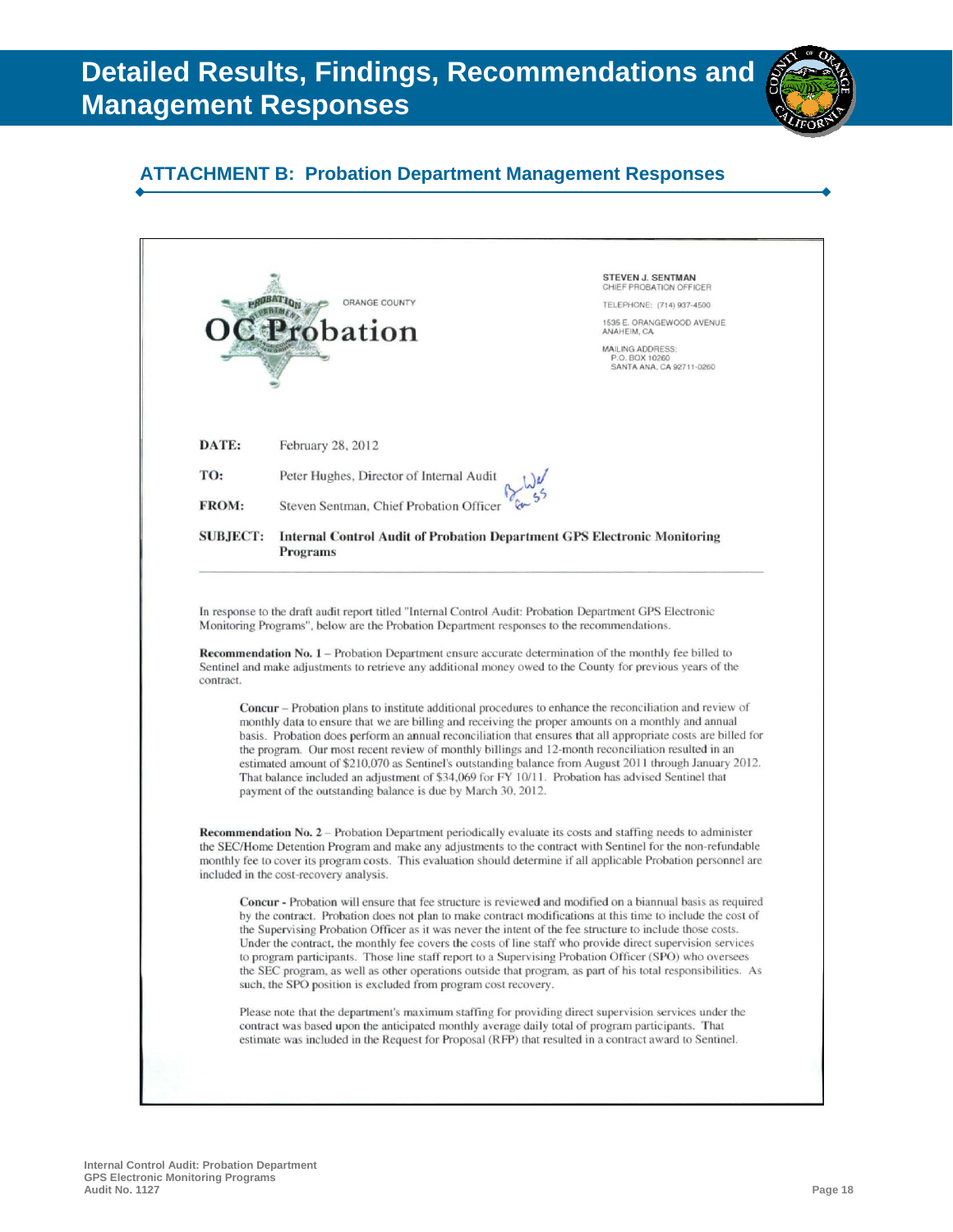# Detailed Results, Findings, Recommendations and Management Responses

## ATTACHMENT B: Probation Department Management Responses

ORANGE COUNTY
OC Probation

STEVEN J. SENTMAN
CHIEF PROBATION OFFICER

TELEPHONE: (714) 937-4500

1535 E. ORANGEWOOD AVENUE
ANAHEIM, CA

MAILING ADDRESS:
P.O. BOX 10260
SANTA ANA, CA 92711-0260

**DATE:** February 28, 2012

**TO:** Peter Hughes, Director of Internal Audit

**FROM:** Steven Sentman, Chief Probation Officer

**SUBJECT:** **Internal Control Audit of Probation Department GPS Electronic Monitoring Programs**

In response to the draft audit report titled "Internal Control Audit: Probation Department GPS Electronic Monitoring Programs", below are the Probation Department responses to the recommendations.

**Recommendation No. 1** – Probation Department ensure accurate determination of the monthly fee billed to Sentinel and make adjustments to retrieve any additional money owed to the County for previous years of the contract.

> **Concur** – Probation plans to institute additional procedures to enhance the reconciliation and review of monthly data to ensure that we are billing and receiving the proper amounts on a monthly and annual basis. Probation does perform an annual reconciliation that ensures that all appropriate costs are billed for the program. Our most recent review of monthly billings and 12-month reconciliation resulted in an estimated amount of $210,070 as Sentinel's outstanding balance from August 2011 through January 2012. That balance included an adjustment of $34,069 for FY 10/11. Probation has advised Sentinel that payment of the outstanding balance is due by March 30, 2012.

**Recommendation No. 2** – Probation Department periodically evaluate its costs and staffing needs to administer the SEC/Home Detention Program and make any adjustments to the contract with Sentinel for the non-refundable monthly fee to cover its program costs. This evaluation should determine if all applicable Probation personnel are included in the cost-recovery analysis.

> **Concur** - Probation will ensure that fee structure is reviewed and modified on a biannual basis as required by the contract. Probation does not plan to make contract modifications at this time to include the cost of the Supervising Probation Officer as it was never the intent of the fee structure to include those costs. Under the contract, the monthly fee covers the costs of line staff who provide direct supervision services to program participants. Those line staff report to a Supervising Probation Officer (SPO) who oversees the SEC program, as well as other operations outside that program, as part of his total responsibilities. As such, the SPO position is excluded from program cost recovery.
>
> Please note that the department's maximum staffing for providing direct supervision services under the contract was based upon the anticipated monthly average daily total of program participants. That estimate was included in the Request for Proposal (RFP) that resulted in a contract award to Sentinel.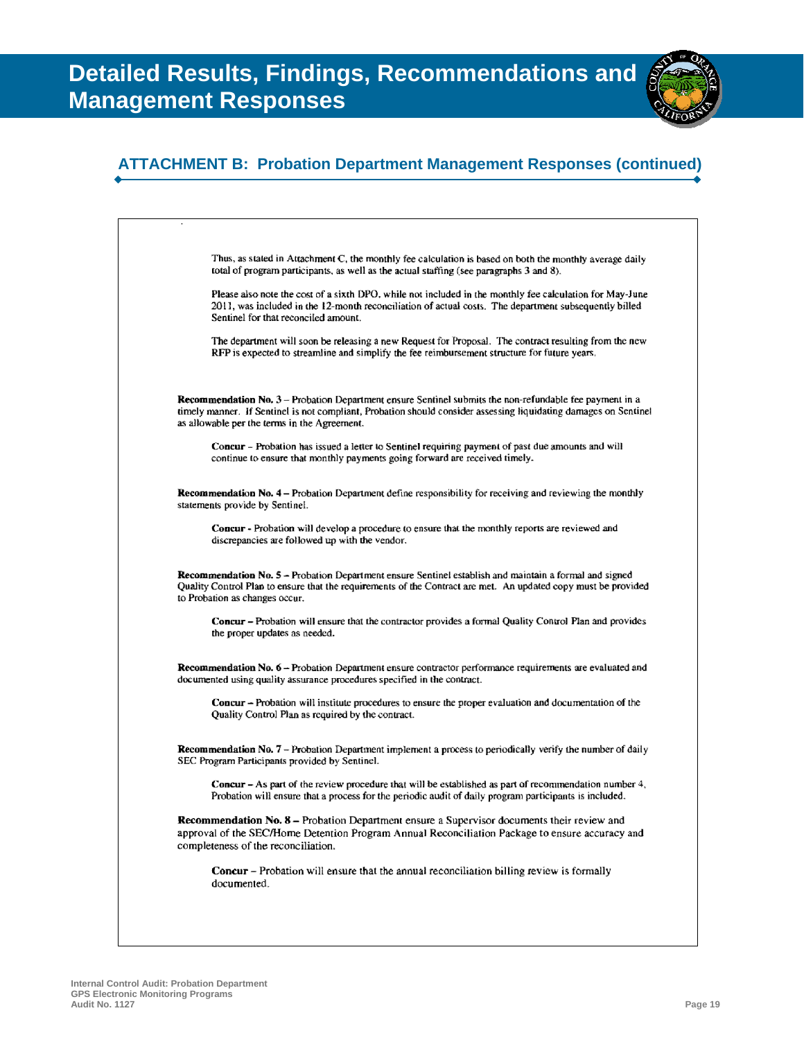# Detailed Results, Findings, Recommendations and Management Responses

## ATTACHMENT B: Probation Department Management Responses (continued)

Thus, as stated in Attachment C, the monthly fee calculation is based on both the monthly average daily total of program participants, as well as the actual staffing (see paragraphs 3 and 8).

Please also note the cost of a sixth DPO, while not included in the monthly fee calculation for May-June 2011, was included in the 12-month reconciliation of actual costs. The department subsequently billed Sentinel for that reconciled amount.

The department will soon be releasing a new Request for Proposal. The contract resulting from the new RFP is expected to streamline and simplify the fee reimbursement structure for future years.

**Recommendation No. 3** – Probation Department ensure Sentinel submits the non-refundable fee payment in a timely manner. If Sentinel is not compliant, Probation should consider assessing liquidating damages on Sentinel as allowable per the terms in the Agreement.

**Concur** – Probation has issued a letter to Sentinel requiring payment of past due amounts and will continue to ensure that monthly payments going forward are received timely.

**Recommendation No. 4** – Probation Department define responsibility for receiving and reviewing the monthly statements provide by Sentinel.

**Concur** - Probation will develop a procedure to ensure that the monthly reports are reviewed and discrepancies are followed up with the vendor.

**Recommendation No. 5** – Probation Department ensure Sentinel establish and maintain a formal and signed Quality Control Plan to ensure that the requirements of the Contract are met. An updated copy must be provided to Probation as changes occur.

**Concur** – Probation will ensure that the contractor provides a formal Quality Control Plan and provides the proper updates as needed.

**Recommendation No. 6** – Probation Department ensure contractor performance requirements are evaluated and documented using quality assurance procedures specified in the contract.

**Concur** – Probation will institute procedures to ensure the proper evaluation and documentation of the Quality Control Plan as required by the contract.

**Recommendation No. 7** – Probation Department implement a process to periodically verify the number of daily SEC Program Participants provided by Sentinel.

**Concur** – As part of the review procedure that will be established as part of recommendation number 4, Probation will ensure that a process for the periodic audit of daily program participants is included.

**Recommendation No. 8** – Probation Department ensure a Supervisor documents their review and approval of the SEC/Home Detention Program Annual Reconciliation Package to ensure accuracy and completeness of the reconciliation.

**Concur** – Probation will ensure that the annual reconciliation billing review is formally documented.